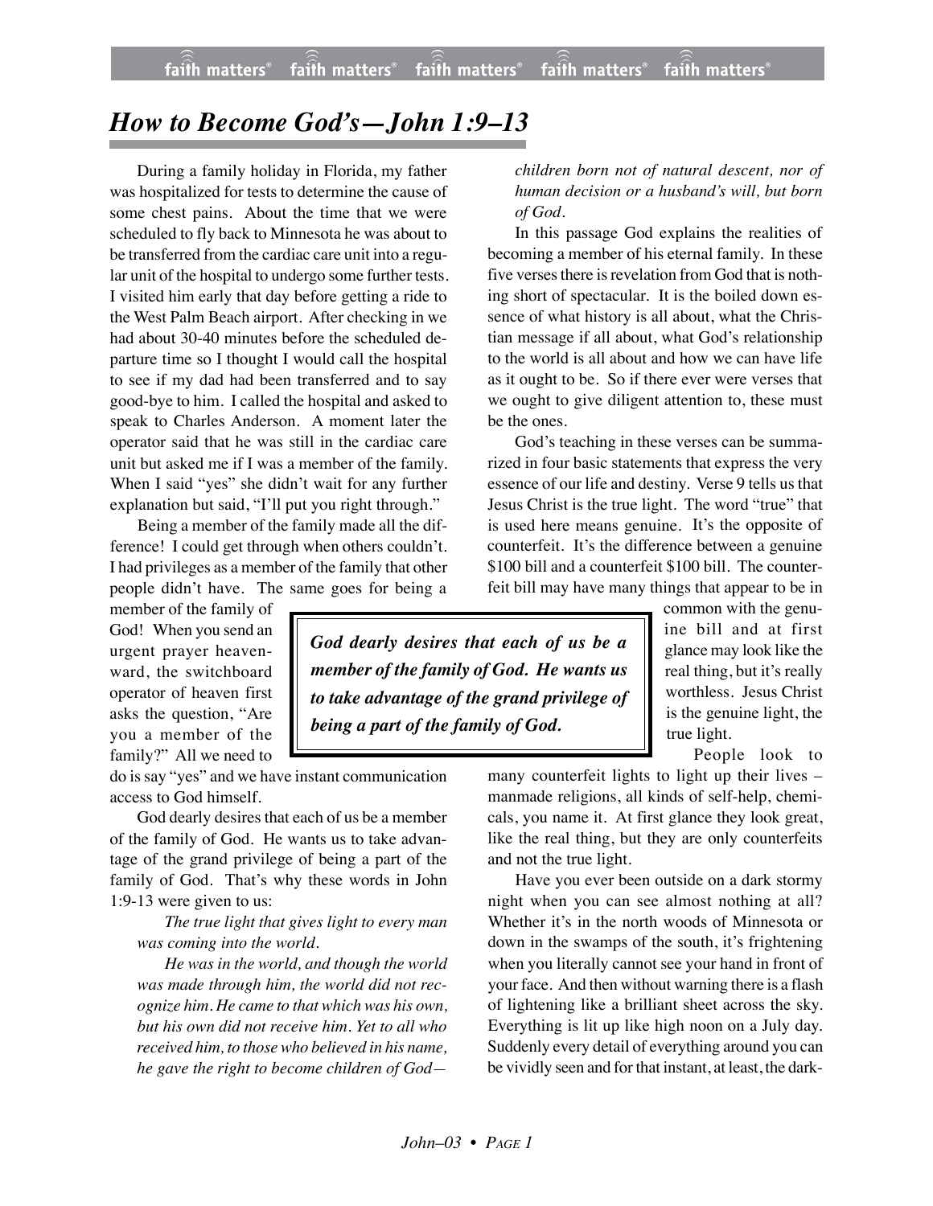# *How to Become God's—John 1:9–13*

During a family holiday in Florida, my father was hospitalized for tests to determine the cause of some chest pains. About the time that we were scheduled to fly back to Minnesota he was about to be transferred from the cardiac care unit into a regular unit of the hospital to undergo some further tests. I visited him early that day before getting a ride to the West Palm Beach airport. After checking in we had about 30-40 minutes before the scheduled departure time so I thought I would call the hospital to see if my dad had been transferred and to say good-bye to him. I called the hospital and asked to speak to Charles Anderson. A moment later the operator said that he was still in the cardiac care unit but asked me if I was a member of the family. When I said "yes" she didn't wait for any further explanation but said, "I'll put you right through."

Being a member of the family made all the difference! I could get through when others couldn't. I had privileges as a member of the family that other people didn't have. The same goes for being a member of the family of God! When you send an urgent prayer heavenward, the switchboard operator of heaven first asks the question, "Are you a member of the family?" All we need to do is say "yes" and we have instant communication access to God himself.

> ***God dearly desires that each of us be a member of the family of God. He wants us to take advantage of the grand privilege of being a part of the family of God.***

God dearly desires that each of us be a member of the family of God. He wants us to take advantage of the grand privilege of being a part of the family of God. That's why these words in John 1:9-13 were given to us:

*The true light that gives light to every man was coming into the world.*

*He was in the world, and though the world was made through him, the world did not recognize him. He came to that which was his own, but his own did not receive him. Yet to all who received him, to those who believed in his name, he gave the right to become children of God—children born not of natural descent, nor of human decision or a husband's will, but born of God.*

In this passage God explains the realities of becoming a member of his eternal family. In these five verses there is revelation from God that is nothing short of spectacular. It is the boiled down essence of what history is all about, what the Christian message if all about, what God's relationship to the world is all about and how we can have life as it ought to be. So if there ever were verses that we ought to give diligent attention to, these must be the ones.

God's teaching in these verses can be summarized in four basic statements that express the very essence of our life and destiny. Verse 9 tells us that Jesus Christ is the true light. The word "true" that is used here means genuine. It's the opposite of counterfeit. It's the difference between a genuine $100 bill and a counterfeit $100 bill. The counterfeit bill may have many things that appear to be in common with the genuine bill and at first glance may look like the real thing, but it's really worthless. Jesus Christ is the genuine light, the true light.

People look to many counterfeit lights to light up their lives – manmade religions, all kinds of self-help, chemicals, you name it. At first glance they look great, like the real thing, but they are only counterfeits and not the true light.

Have you ever been outside on a dark stormy night when you can see almost nothing at all? Whether it's in the north woods of Minnesota or down in the swamps of the south, it's frightening when you literally cannot see your hand in front of your face. And then without warning there is a flash of lightening like a brilliant sheet across the sky. Everything is lit up like high noon on a July day. Suddenly every detail of everything around you can be vividly seen and for that instant, at least, the dark-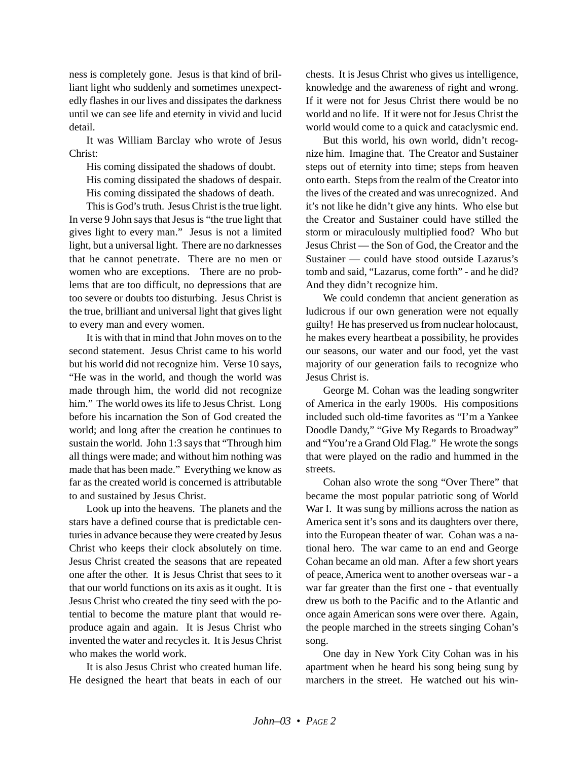ness is completely gone. Jesus is that kind of brilliant light who suddenly and sometimes unexpectedly flashes in our lives and dissipates the darkness until we can see life and eternity in vivid and lucid detail.

It was William Barclay who wrote of Jesus Christ:

His coming dissipated the shadows of doubt.
His coming dissipated the shadows of despair.
His coming dissipated the shadows of death.

This is God's truth. Jesus Christ is the true light. In verse 9 John says that Jesus is "the true light that gives light to every man." Jesus is not a limited light, but a universal light. There are no darknesses that he cannot penetrate. There are no men or women who are exceptions. There are no problems that are too difficult, no depressions that are too severe or doubts too disturbing. Jesus Christ is the true, brilliant and universal light that gives light to every man and every women.

It is with that in mind that John moves on to the second statement. Jesus Christ came to his world but his world did not recognize him. Verse 10 says, "He was in the world, and though the world was made through him, the world did not recognize him." The world owes its life to Jesus Christ. Long before his incarnation the Son of God created the world; and long after the creation he continues to sustain the world. John 1:3 says that "Through him all things were made; and without him nothing was made that has been made." Everything we know as far as the created world is concerned is attributable to and sustained by Jesus Christ.

Look up into the heavens. The planets and the stars have a defined course that is predictable centuries in advance because they were created by Jesus Christ who keeps their clock absolutely on time. Jesus Christ created the seasons that are repeated one after the other. It is Jesus Christ that sees to it that our world functions on its axis as it ought. It is Jesus Christ who created the tiny seed with the potential to become the mature plant that would reproduce again and again. It is Jesus Christ who invented the water and recycles it. It is Jesus Christ who makes the world work.

It is also Jesus Christ who created human life. He designed the heart that beats in each of our chests. It is Jesus Christ who gives us intelligence, knowledge and the awareness of right and wrong. If it were not for Jesus Christ there would be no world and no life. If it were not for Jesus Christ the world would come to a quick and cataclysmic end.

But this world, his own world, didn't recognize him. Imagine that. The Creator and Sustainer steps out of eternity into time; steps from heaven onto earth. Steps from the realm of the Creator into the lives of the created and was unrecognized. And it's not like he didn't give any hints. Who else but the Creator and Sustainer could have stilled the storm or miraculously multiplied food? Who but Jesus Christ — the Son of God, the Creator and the Sustainer — could have stood outside Lazarus's tomb and said, "Lazarus, come forth" - and he did? And they didn't recognize him.

We could condemn that ancient generation as ludicrous if our own generation were not equally guilty! He has preserved us from nuclear holocaust, he makes every heartbeat a possibility, he provides our seasons, our water and our food, yet the vast majority of our generation fails to recognize who Jesus Christ is.

George M. Cohan was the leading songwriter of America in the early 1900s. His compositions included such old-time favorites as "I'm a Yankee Doodle Dandy," "Give My Regards to Broadway" and "You're a Grand Old Flag." He wrote the songs that were played on the radio and hummed in the streets.

Cohan also wrote the song "Over There" that became the most popular patriotic song of World War I. It was sung by millions across the nation as America sent it's sons and its daughters over there, into the European theater of war. Cohan was a national hero. The war came to an end and George Cohan became an old man. After a few short years of peace, America went to another overseas war - a war far greater than the first one - that eventually drew us both to the Pacific and to the Atlantic and once again American sons were over there. Again, the people marched in the streets singing Cohan's song.

One day in New York City Cohan was in his apartment when he heard his song being sung by marchers in the street. He watched out his win-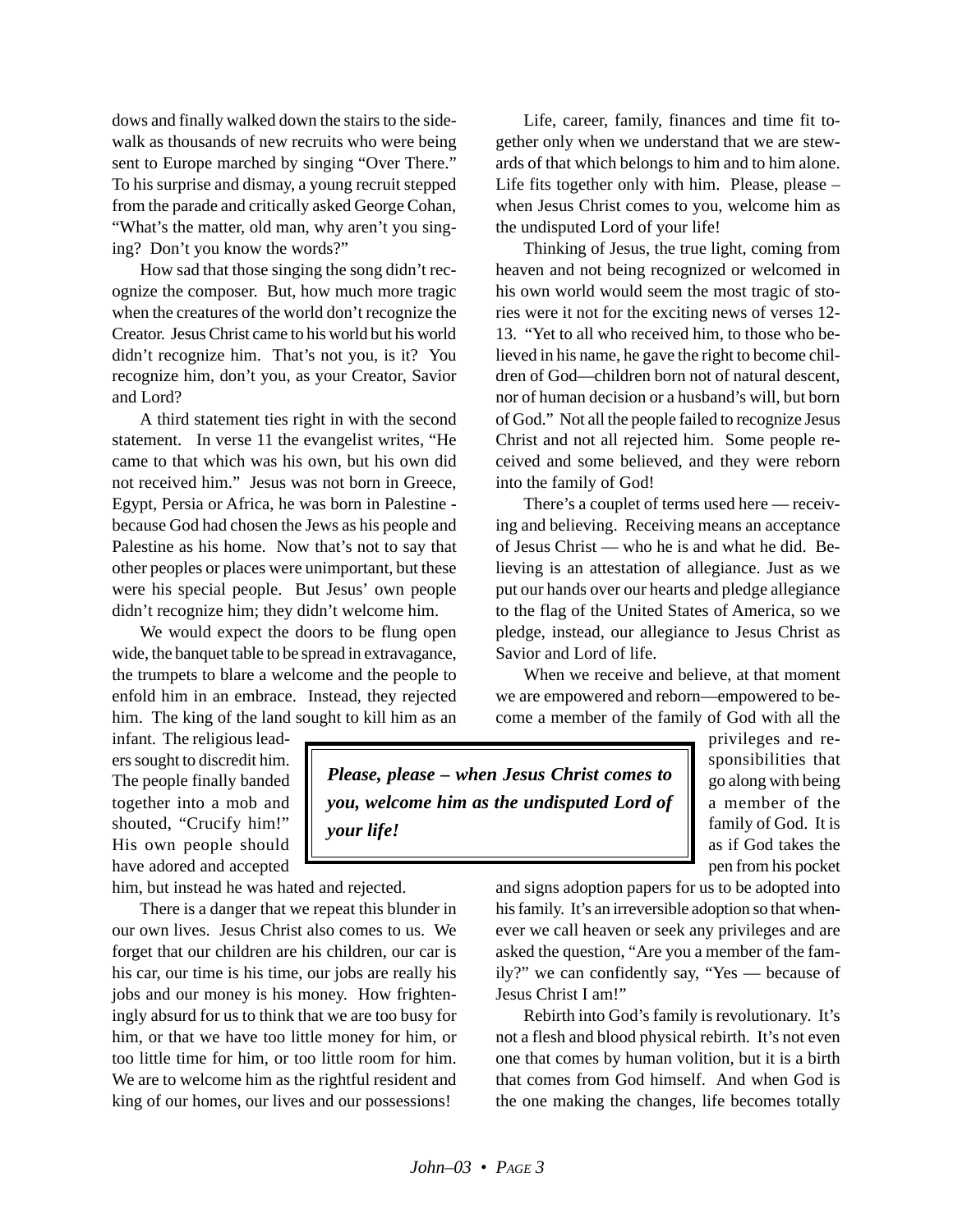dows and finally walked down the stairs to the sidewalk as thousands of new recruits who were being sent to Europe marched by singing "Over There." To his surprise and dismay, a young recruit stepped from the parade and critically asked George Cohan, "What's the matter, old man, why aren't you singing? Don't you know the words?"

How sad that those singing the song didn't recognize the composer. But, how much more tragic when the creatures of the world don't recognize the Creator. Jesus Christ came to his world but his world didn't recognize him. That's not you, is it? You recognize him, don't you, as your Creator, Savior and Lord?

A third statement ties right in with the second statement. In verse 11 the evangelist writes, "He came to that which was his own, but his own did not received him." Jesus was not born in Greece, Egypt, Persia or Africa, he was born in Palestine - because God had chosen the Jews as his people and Palestine as his home. Now that's not to say that other peoples or places were unimportant, but these were his special people. But Jesus' own people didn't recognize him; they didn't welcome him.

We would expect the doors to be flung open wide, the banquet table to be spread in extravagance, the trumpets to blare a welcome and the people to enfold him in an embrace. Instead, they rejected him. The king of the land sought to kill him as an infant. The religious leaders sought to discredit him. The people finally banded together into a mob and shouted, "Crucify him!" His own people should have adored and accepted him, but instead he was hated and rejected.

There is a danger that we repeat this blunder in our own lives. Jesus Christ also comes to us. We forget that our children are his children, our car is his car, our time is his time, our jobs are really his jobs and our money is his money. How frighteningly absurd for us to think that we are too busy for him, or that we have too little money for him, or too little time for him, or too little room for him. We are to welcome him as the rightful resident and king of our homes, our lives and our possessions!

Life, career, family, finances and time fit together only when we understand that we are stewards of that which belongs to him and to him alone. Life fits together only with him. Please, please – when Jesus Christ comes to you, welcome him as the undisputed Lord of your life!

Thinking of Jesus, the true light, coming from heaven and not being recognized or welcomed in his own world would seem the most tragic of stories were it not for the exciting news of verses 12-13. "Yet to all who received him, to those who believed in his name, he gave the right to become children of God—children born not of natural descent, nor of human decision or a husband's will, but born of God." Not all the people failed to recognize Jesus Christ and not all rejected him. Some people received and some believed, and they were reborn into the family of God!

There's a couplet of terms used here — receiving and believing. Receiving means an acceptance of Jesus Christ — who he is and what he did. Believing is an attestation of allegiance. Just as we put our hands over our hearts and pledge allegiance to the flag of the United States of America, so we pledge, instead, our allegiance to Jesus Christ as Savior and Lord of life.

When we receive and believe, at that moment we are empowered and reborn—empowered to become a member of the family of God with all the privileges and responsibilities that go along with being a member of the family of God. It is as if God takes the pen from his pocket and signs adoption papers for us to be adopted into his family. It's an irreversible adoption so that whenever we call heaven or seek any privileges and are asked the question, "Are you a member of the family?" we can confidently say, "Yes — because of Jesus Christ I am!"

> ***Please, please – when Jesus Christ comes to you, welcome him as the undisputed Lord of your life!***

Rebirth into God's family is revolutionary. It's not a flesh and blood physical rebirth. It's not even one that comes by human volition, but it is a birth that comes from God himself. And when God is the one making the changes, life becomes totally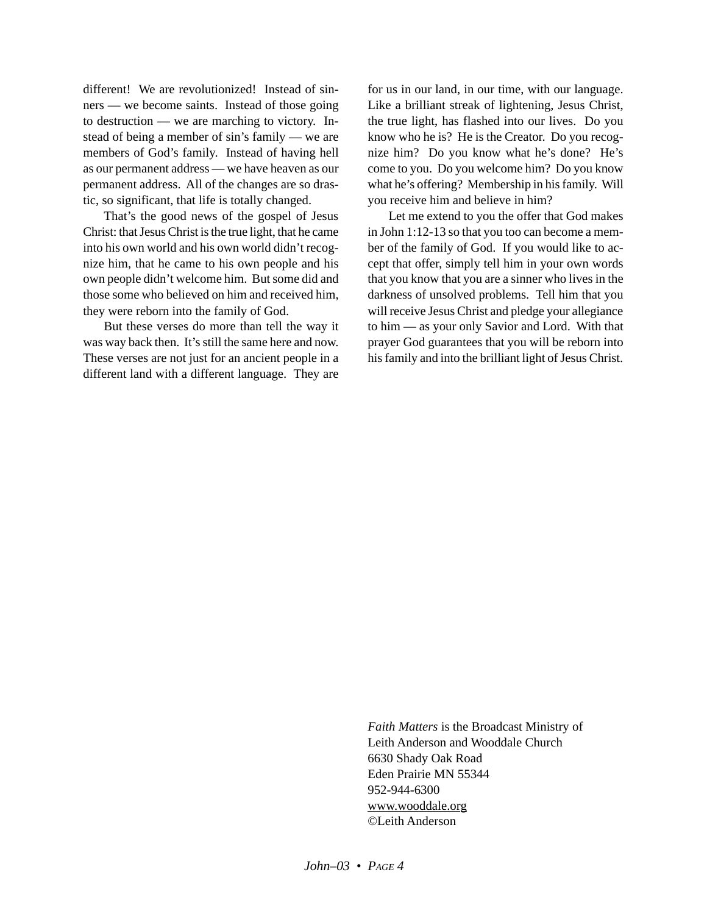different! We are revolutionized! Instead of sinners — we become saints. Instead of those going to destruction — we are marching to victory. Instead of being a member of sin's family — we are members of God's family. Instead of having hell as our permanent address — we have heaven as our permanent address. All of the changes are so drastic, so significant, that life is totally changed.

That's the good news of the gospel of Jesus Christ: that Jesus Christ is the true light, that he came into his own world and his own world didn't recognize him, that he came to his own people and his own people didn't welcome him. But some did and those some who believed on him and received him, they were reborn into the family of God.

But these verses do more than tell the way it was way back then. It's still the same here and now. These verses are not just for an ancient people in a different land with a different language. They are for us in our land, in our time, with our language. Like a brilliant streak of lightening, Jesus Christ, the true light, has flashed into our lives. Do you know who he is? He is the Creator. Do you recognize him? Do you know what he's done? He's come to you. Do you welcome him? Do you know what he's offering? Membership in his family. Will you receive him and believe in him?

Let me extend to you the offer that God makes in John 1:12-13 so that you too can become a member of the family of God. If you would like to accept that offer, simply tell him in your own words that you know that you are a sinner who lives in the darkness of unsolved problems. Tell him that you will receive Jesus Christ and pledge your allegiance to him — as your only Savior and Lord. With that prayer God guarantees that you will be reborn into his family and into the brilliant light of Jesus Christ.

*Faith Matters* is the Broadcast Ministry of
Leith Anderson and Wooddale Church
6630 Shady Oak Road
Eden Prairie MN 55344
952-944-6300
www.wooddale.org
©Leith Anderson